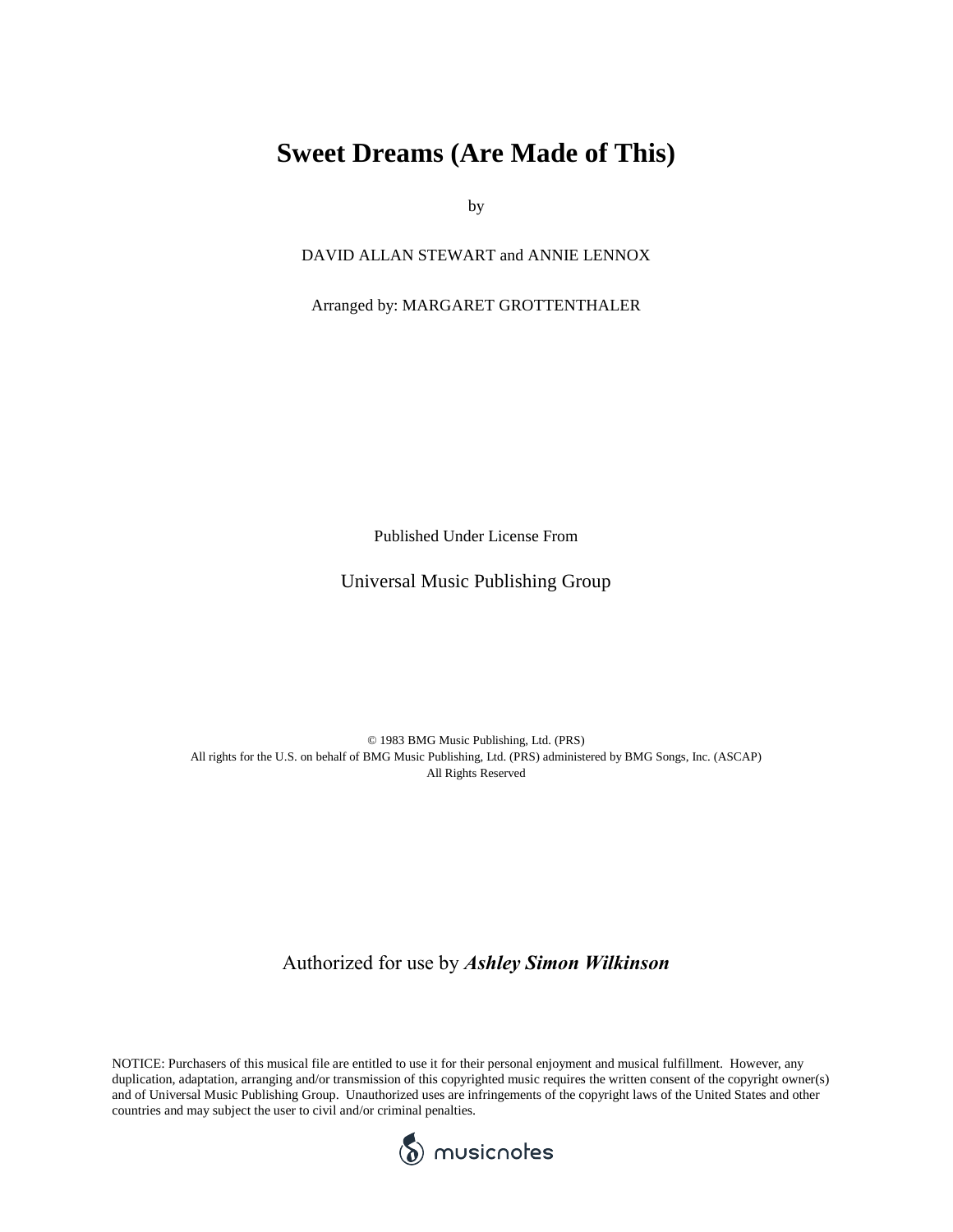# Sweet Dreams (Are Made of This)

by

DAVID ALLAN STEWART and ANNIE LENNOX

Arranged by: MARGARET GROTTENTHALER

Published Under License From

Universal Music Publishing Group

© 1983 BMG Music Publishing, Ltd. (PRS)
All rights for the U.S. on behalf of BMG Music Publishing, Ltd. (PRS) administered by BMG Songs, Inc. (ASCAP)
All Rights Reserved

Authorized for use by ***Ashley Simon Wilkinson***

NOTICE: Purchasers of this musical file are entitled to use it for their personal enjoyment and musical fulfillment. However, any duplication, adaptation, arranging and/or transmission of this copyrighted music requires the written consent of the copyright owner(s) and of Universal Music Publishing Group. Unauthorized uses are infringements of the copyright laws of the United States and other countries and may subject the user to civil and/or criminal penalties.

musicnotes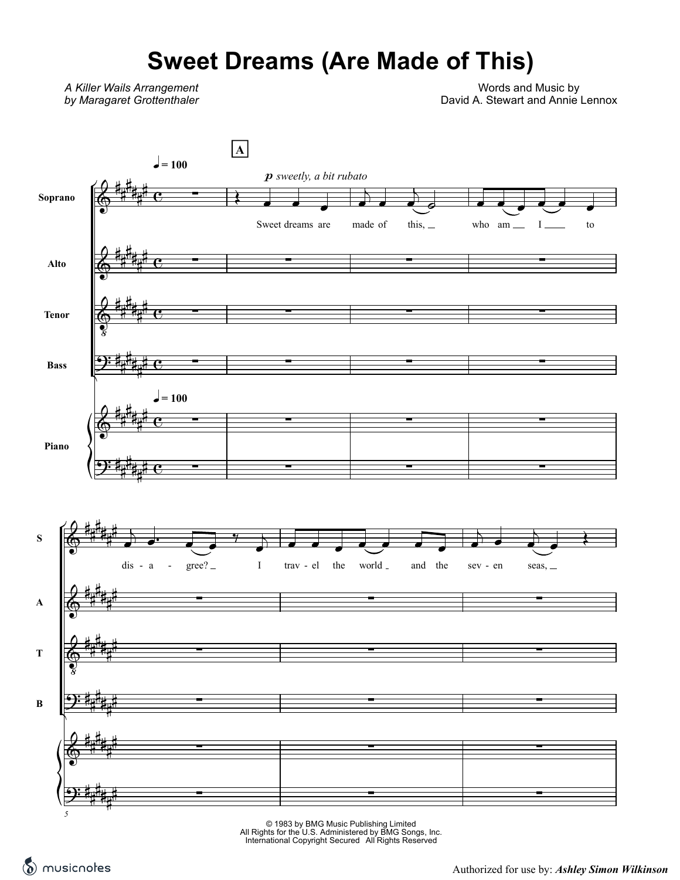# Sweet Dreams (Are Made of This)

*A Killer Wails Arrangement*
*by Maragaret Grottenthaler*

Words and Music by
David A. Stewart and Annie Lennox

♩ = 100

**A**

*p sweetly, a bit rubato*

Soprano: Sweet dreams are made of this, who am I to dis - a - gree? I trav - el the world and the sev - en seas,

Alto

Tenor

Bass

Piano

© 1983 by BMG Music Publishing Limited
All Rights for the U.S. Administered by BMG Songs, Inc.
International Copyright Secured All Rights Reserved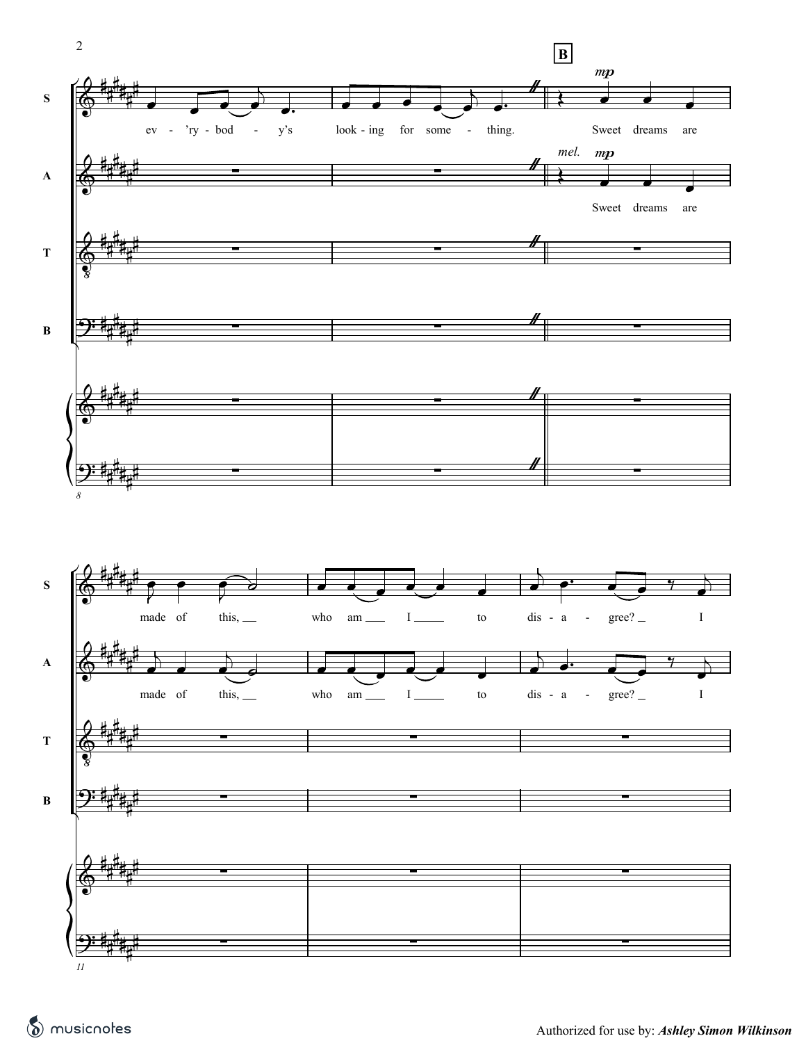**B**

S: ev - 'ry - bod - y's look - ing for some - thing. Sweet dreams are made of this, who am I to dis - a - gree? I

A: *mel.* Sweet dreams are made of this, who am I to dis - a - gree? I

*mp*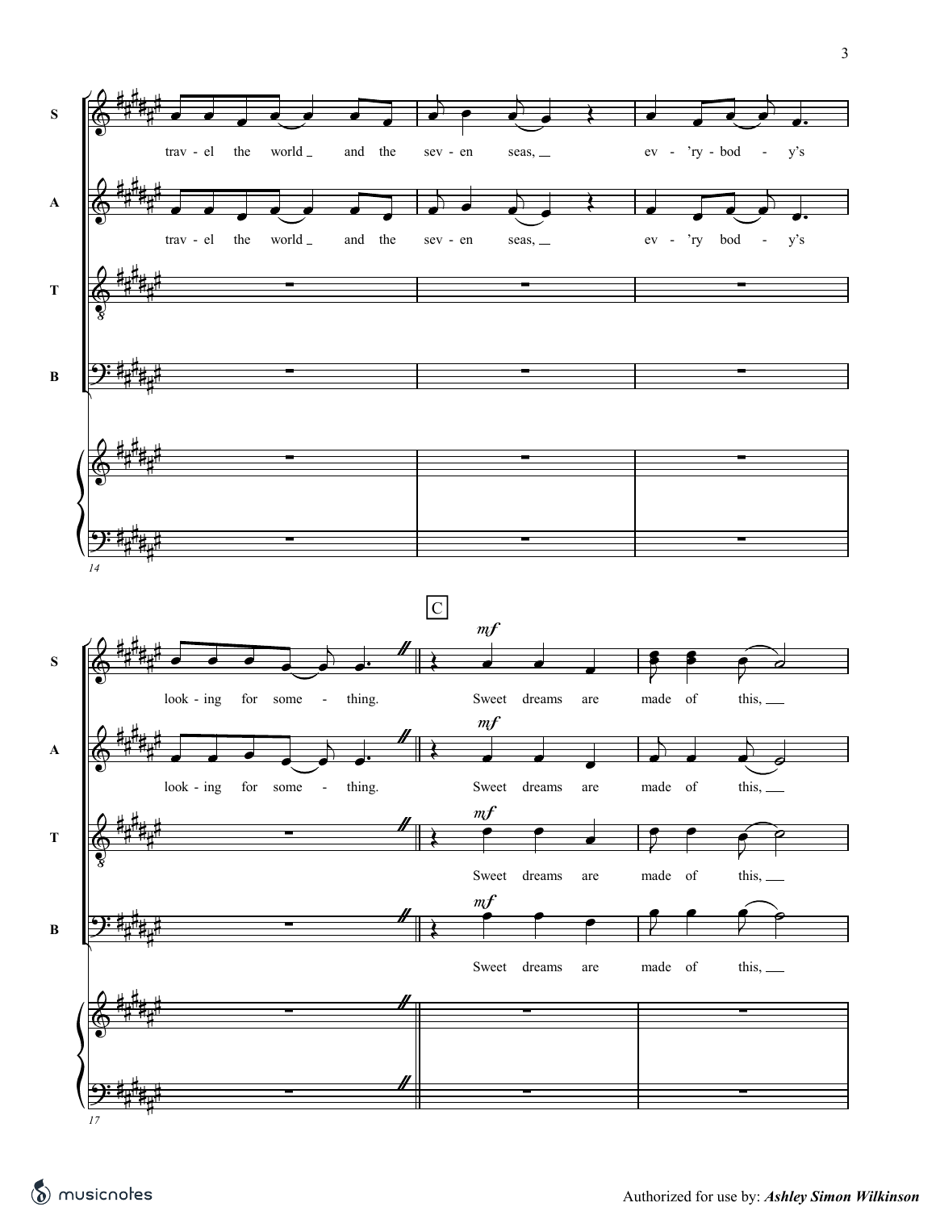S: trav - el the world _ and the sev - en seas, _ ev - 'ry - bod - y's

A: trav - el the world _ and the sev - en seas, _ ev - 'ry bod - y's

T

B

14

C

*mf*

S: look - ing for some - thing. Sweet dreams are made of this, _

A: look - ing for some - thing. Sweet dreams are made of this, _

T: Sweet dreams are made of this, _

B: Sweet dreams are made of this, _

17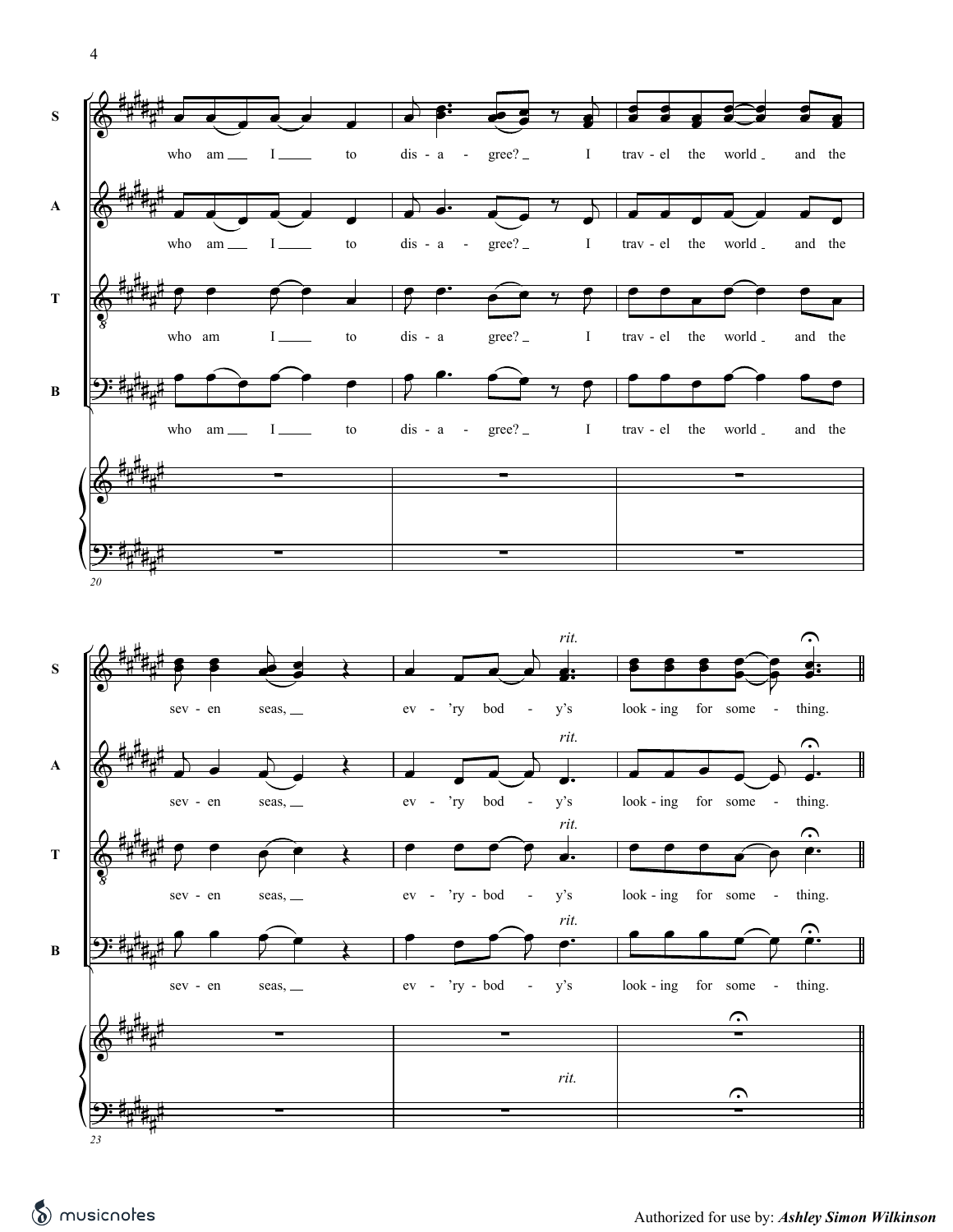S: who am I to dis - a - gree? I trav - el the world and the

A: who am I to dis - a - gree? I trav - el the world and the

T: who am I to dis - a gree? I trav - el the world and the

B: who am I to dis - a - gree? I trav - el the world and the

*rit.*

S: sev - en seas, ev - 'ry bod - y's look - ing for some - thing.

A: sev - en seas, ev - 'ry bod - y's look - ing for some - thing.

T: sev - en seas, ev - 'ry - bod - y's look - ing for some - thing.

B: sev - en seas, ev - 'ry - bod - y's look - ing for some - thing.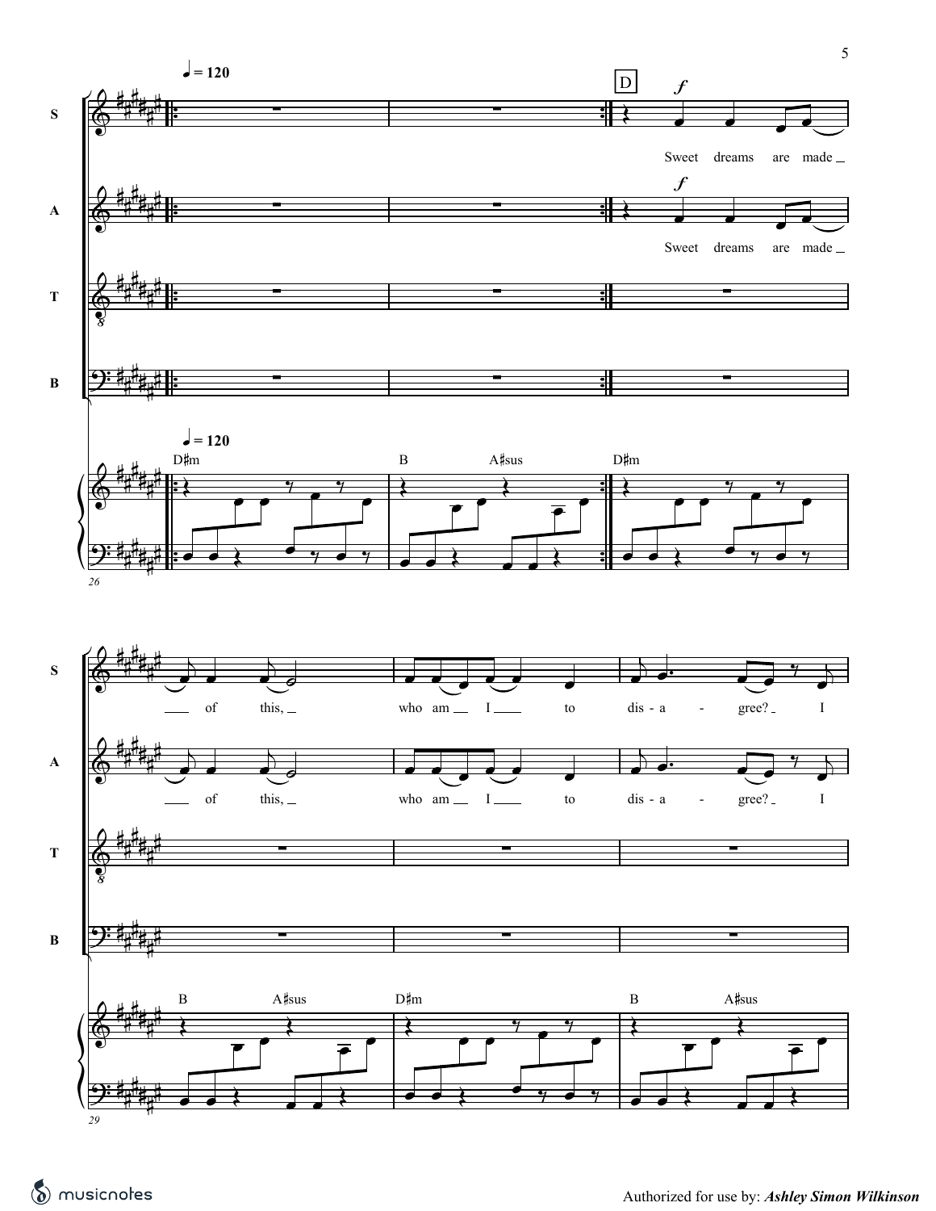♩ = 120

D

*f*

S: Sweet dreams are made _ _ of this, _ who am _ I _ to dis - a - gree? _ I

A: Sweet dreams are made _ _ of this, _ who am _ I _ to dis - a - gree? _ I

T

B

♩ = 120

D♯m | B A♯sus | D♯m

26

B A♯sus | D♯m | B A♯sus

29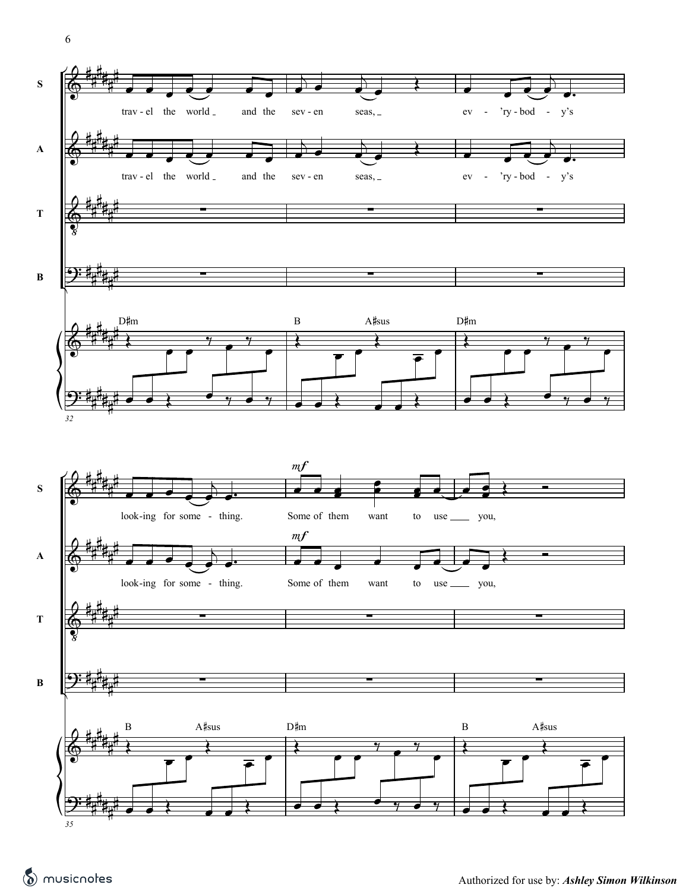S: trav - el the world _ and the sev - en seas, _ ev - 'ry - bod - y's

A: trav - el the world _ and the sev - en seas, _ ev - 'ry - bod - y's

D♯m | B A♯sus | D♯m

S: look - ing for some - thing. Some of them want to use _ you,

A: look - ing for some - thing. Some of them want to use _ you,

*mf*

B A♯sus | D♯m | B A♯sus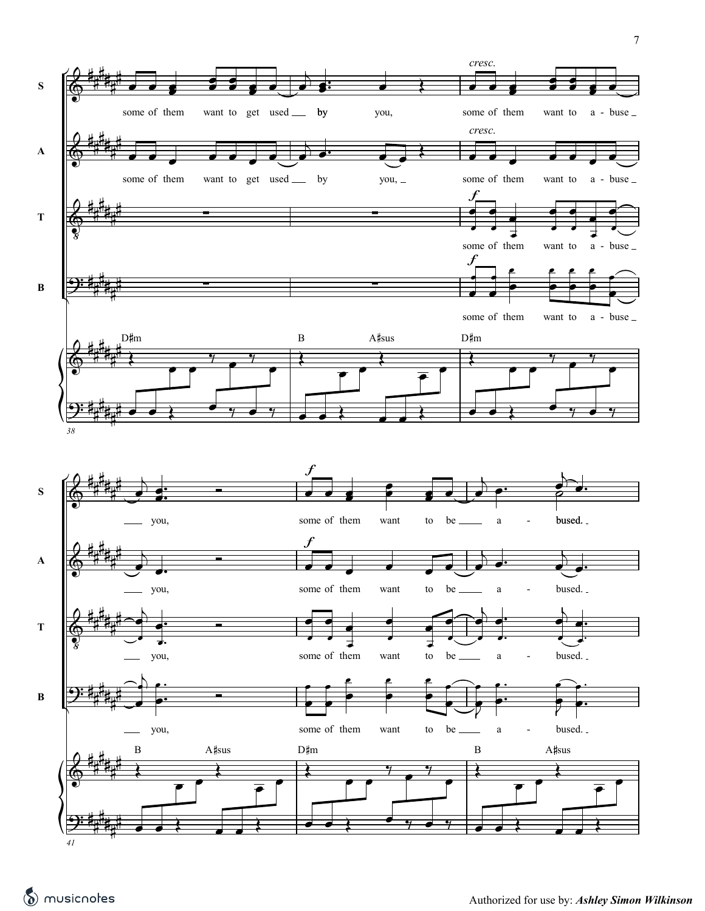S: some of them want to get used by you, *cresc.* some of them want to a - buse you, *f* some of them want to be a - bused.

A: some of them want to get used by you, *cresc.* some of them want to a - buse you, *f* some of them want to be a - bused.

T: *f* some of them want to a - buse you, some of them want to be a - bused.

B: *f* some of them want to a - buse you, some of them want to be a - bused.

Piano: D♯m | B A♯sus | D♯m | B A♯sus | D♯m | B A♯sus

38

41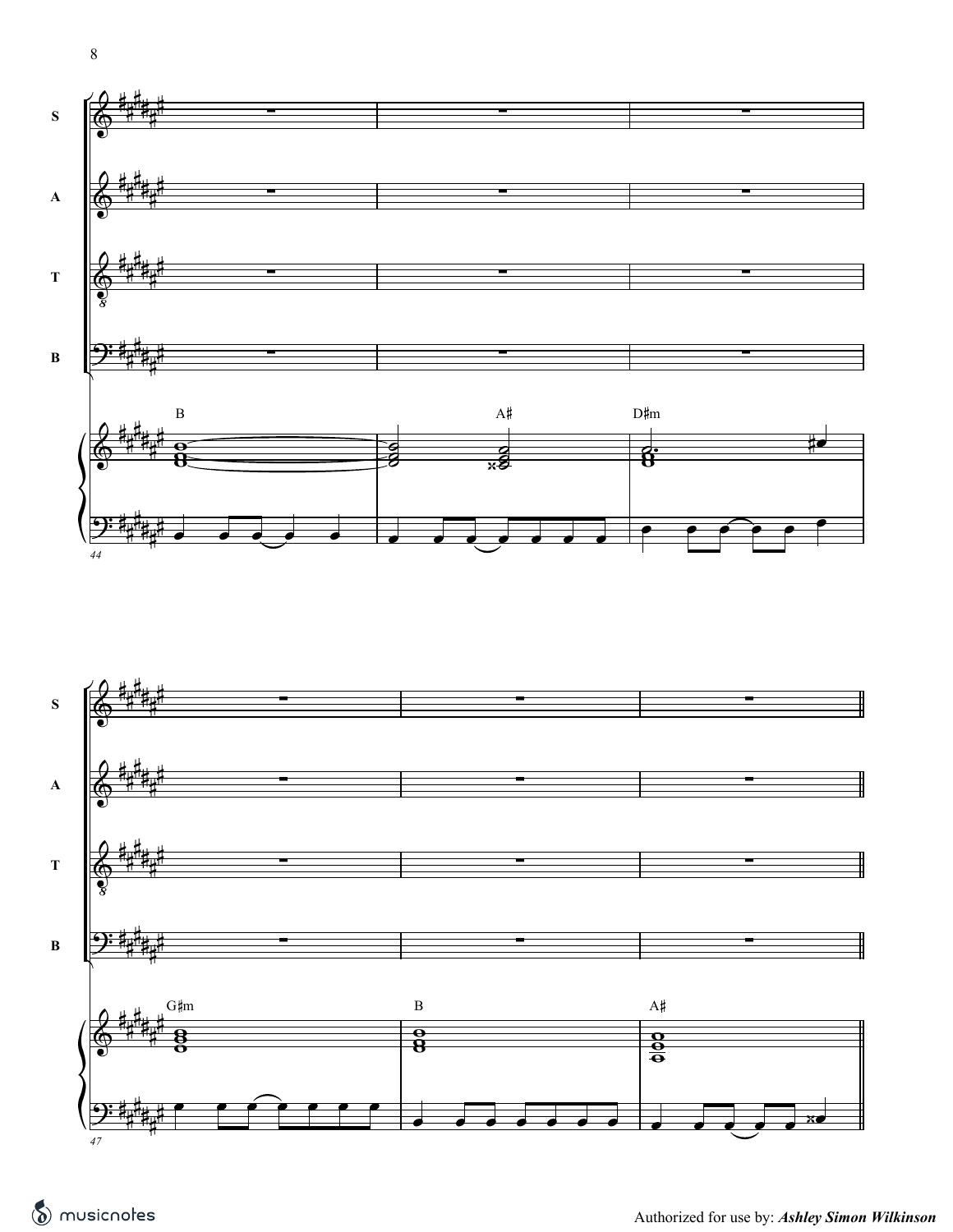S

A

T

B

B A♯ D♯m

44

S

A

T

B

G♯m B A♯

47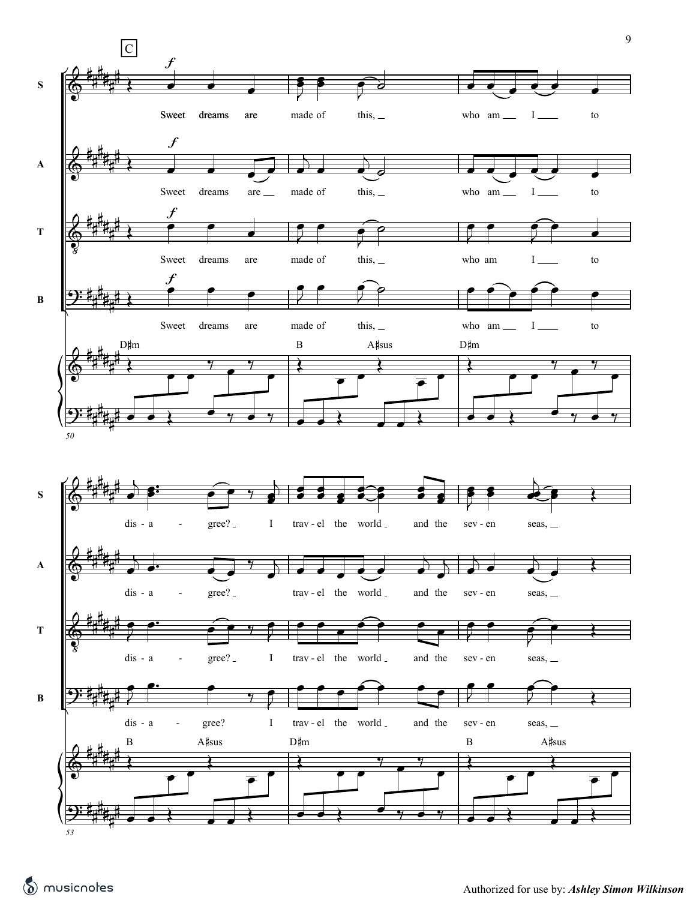C

S: Sweet dreams are made of this, who am I to dis - a - gree? I trav - el the world and the sev - en seas,

A: Sweet dreams are made of this, who am I to dis - a - gree? trav - el the world and the sev - en seas,

T: Sweet dreams are made of this, who am I to dis - a - gree? I trav - el the world and the sev - en seas,

B: Sweet dreams are made of this, who am I to dis - a - gree? I trav - el the world and the sev - en seas,

D♯m | B A♯sus | D♯m | B A♯sus | D♯m | B A♯sus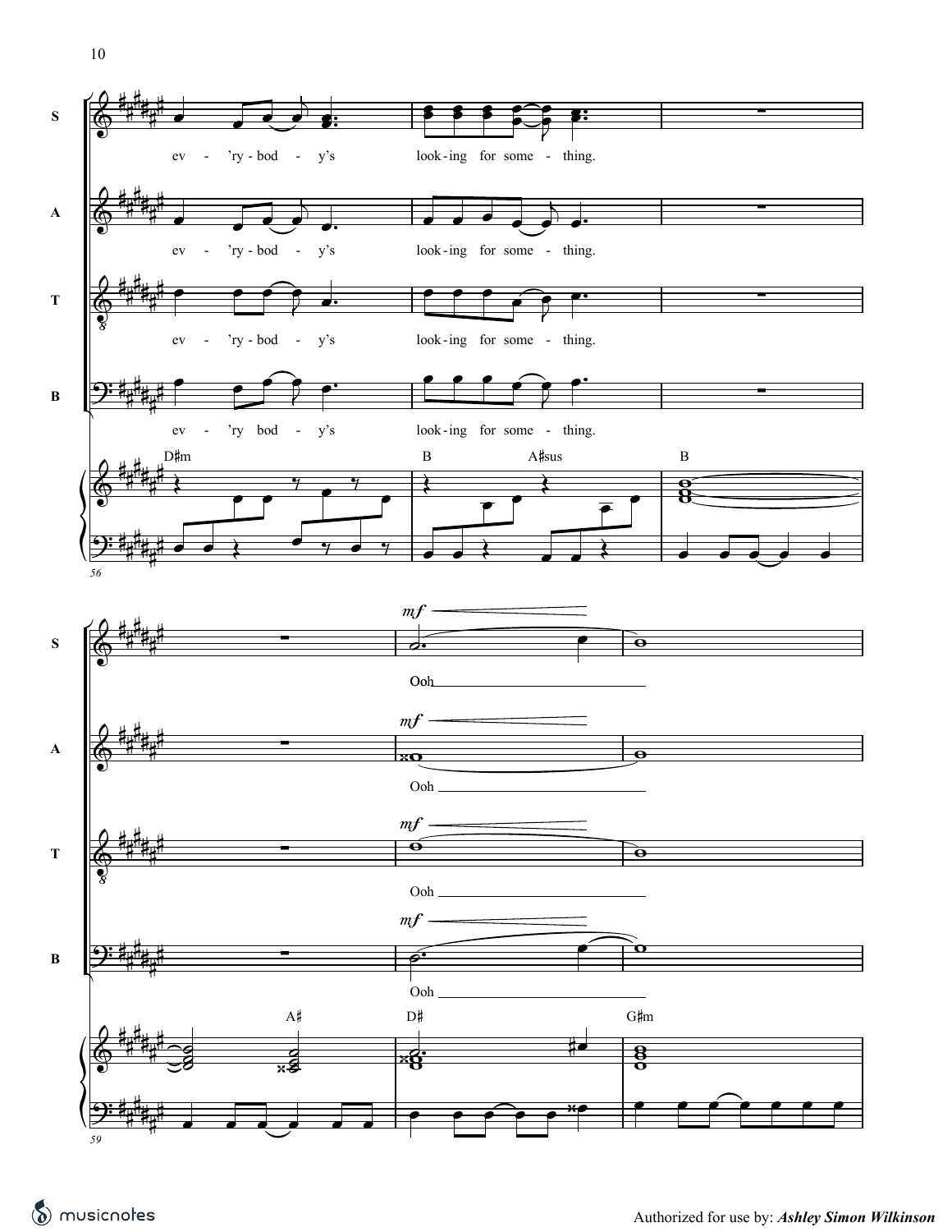S: ev - 'ry - bod - y's look - ing for some - thing.

A: ev - 'ry - bod - y's look - ing for some - thing.

T: ev - 'ry - bod - y's look - ing for some - thing.

B: ev - 'ry bod - y's look - ing for some - thing.

D♯m B A♯sus B

56

S: *mf* Ooh

A: *mf* Ooh

T: *mf* Ooh

B: *mf* Ooh

A♯ D♯ G♯m

59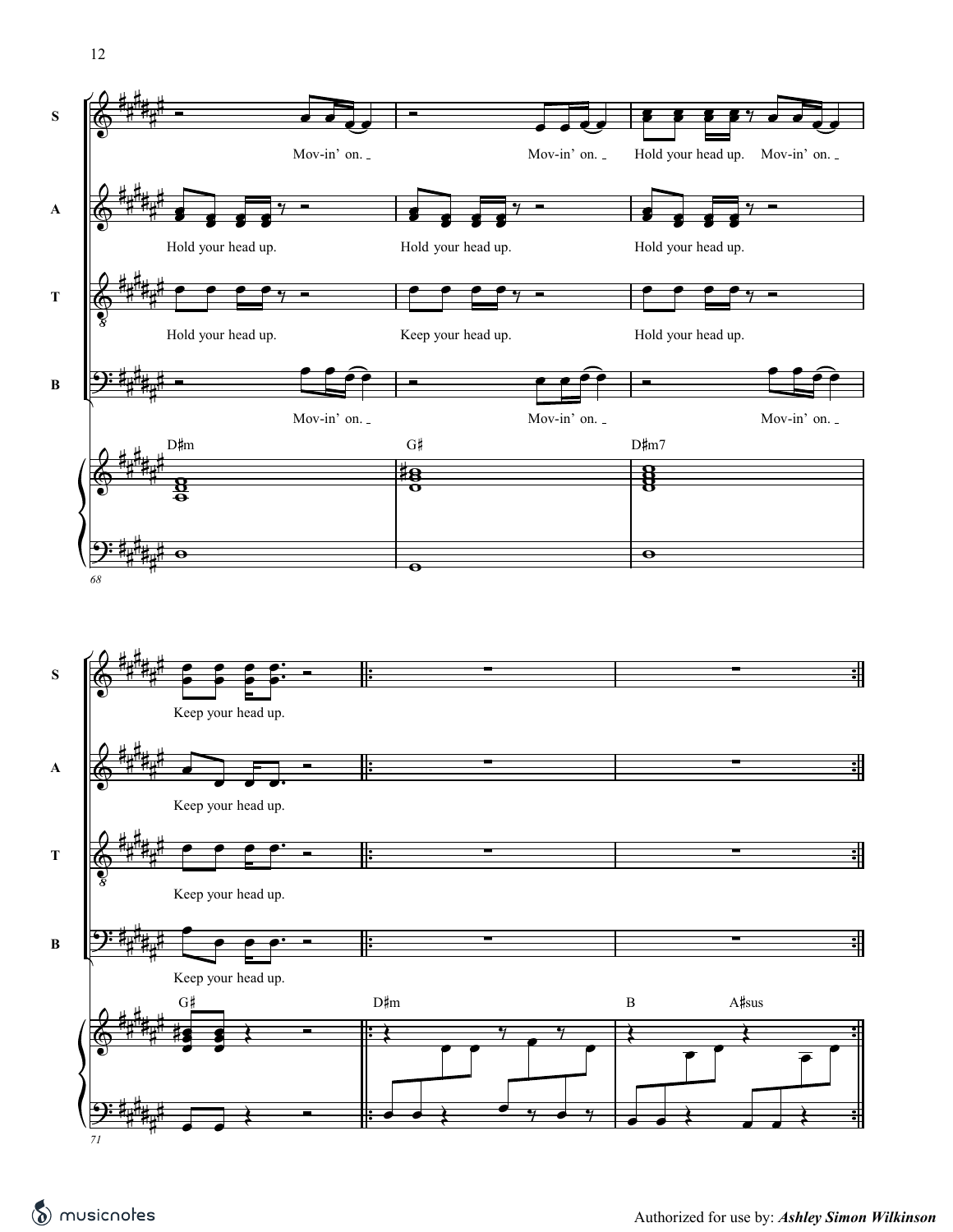S: Mov-in' on. Mov-in' on. Hold your head up. Mov-in' on.

A: Hold your head up. Hold your head up. Hold your head up.

T: Hold your head up. Keep your head up. Hold your head up.

B: Mov-in' on. Mov-in' on. Mov-in' on.

D♯m G♯ D♯m7

S: Keep your head up.

A: Keep your head up.

T: Keep your head up.

B: Keep your head up.

G♯ D♯m B A♯sus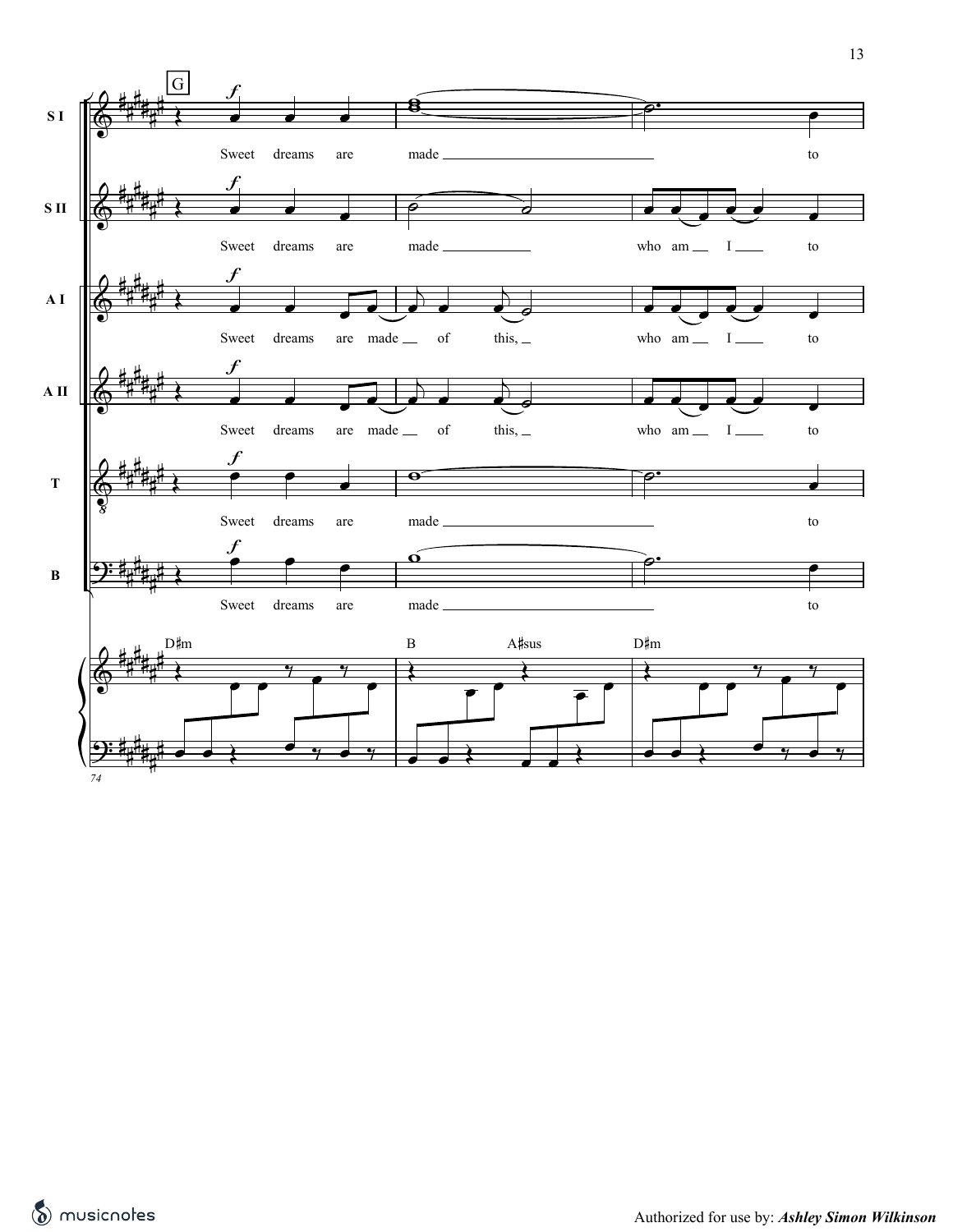G

**S I**: Sweet dreams are made \_\_\_ to

**S II**: Sweet dreams are made \_\_\_ who am \_\_ I \_\_ to

**A I**: Sweet dreams are made \_\_ of this, \_ who am \_\_ I \_\_ to

**A II**: Sweet dreams are made \_\_ of this, \_ who am \_\_ I \_\_ to

**T**: Sweet dreams are made \_\_\_ to

**B**: Sweet dreams are made \_\_\_ to

D♯m | B A♯sus | D♯m

74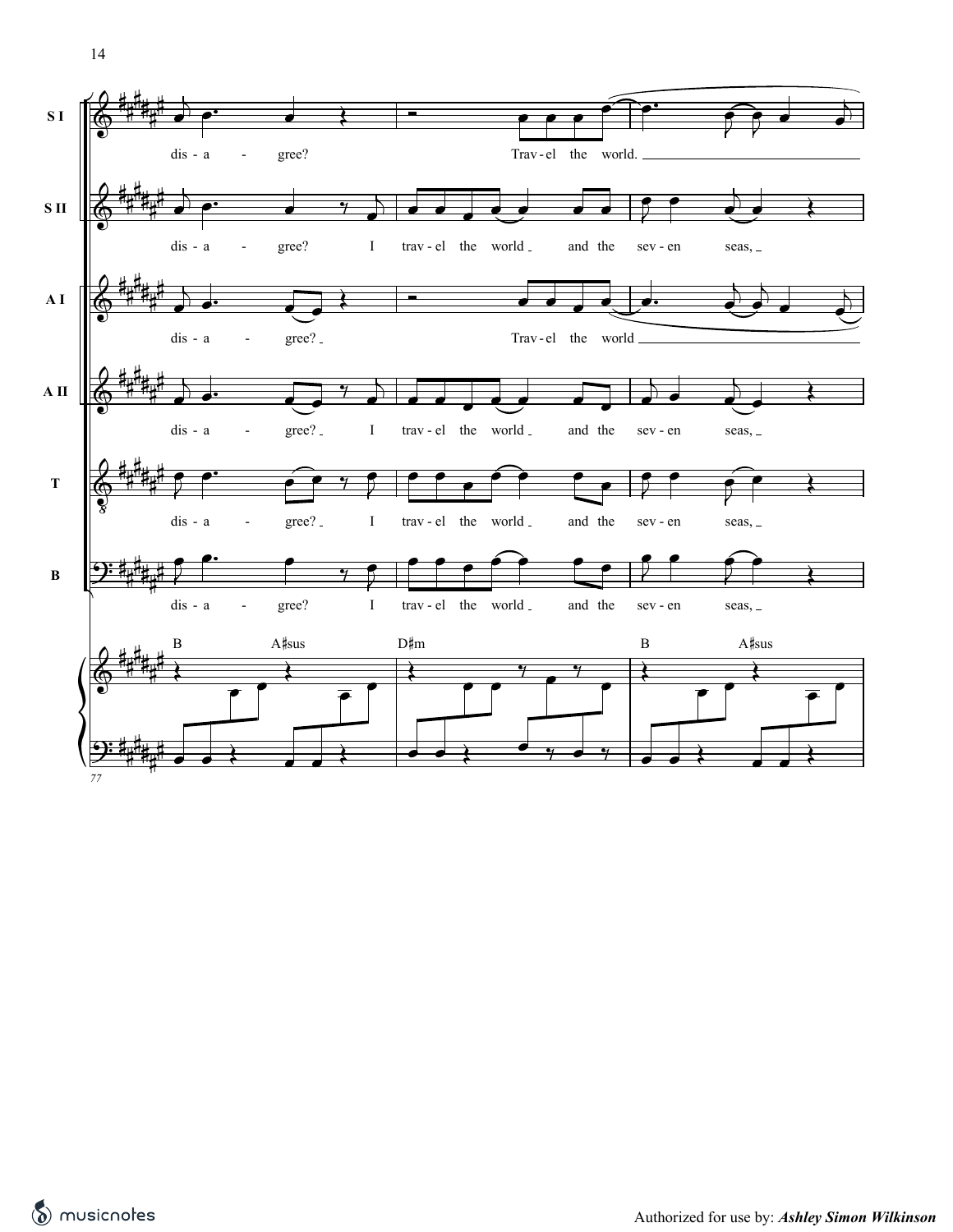S I: dis - a - gree? Trav - el the world.

S II: dis - a - gree? I trav - el the world and the sev - en seas,

A I: dis - a - gree? Trav - el the world

A II: dis - a - gree? I trav - el the world and the sev - en seas,

T: dis - a - gree? I trav - el the world and the sev - en seas,

B: dis - a - gree? I trav - el the world and the sev - en seas,

B A♯sus D♯m B A♯sus

Authorized for use by: ***Ashley Simon Wilkinson***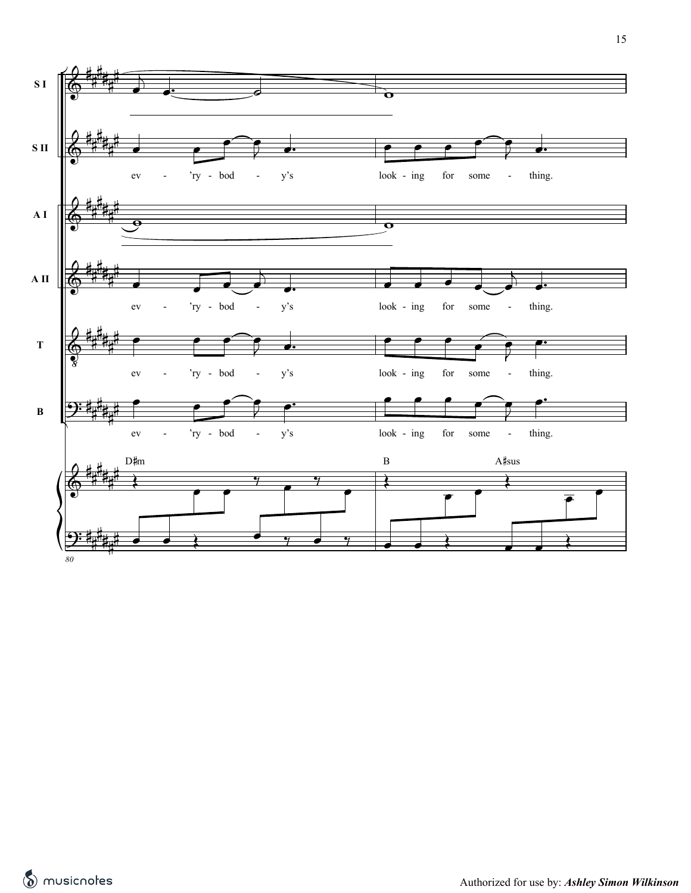S I

S II

ev - 'ry - bod - y's look - ing for some - thing.

A I

A II

ev - 'ry - bod - y's look - ing for some - thing.

T

ev - 'ry - bod - y's look - ing for some - thing.

B

ev - 'ry - bod - y's look - ing for some - thing.

D♯m B A♯sus

80

Authorized for use by: ***Ashley Simon Wilkinson***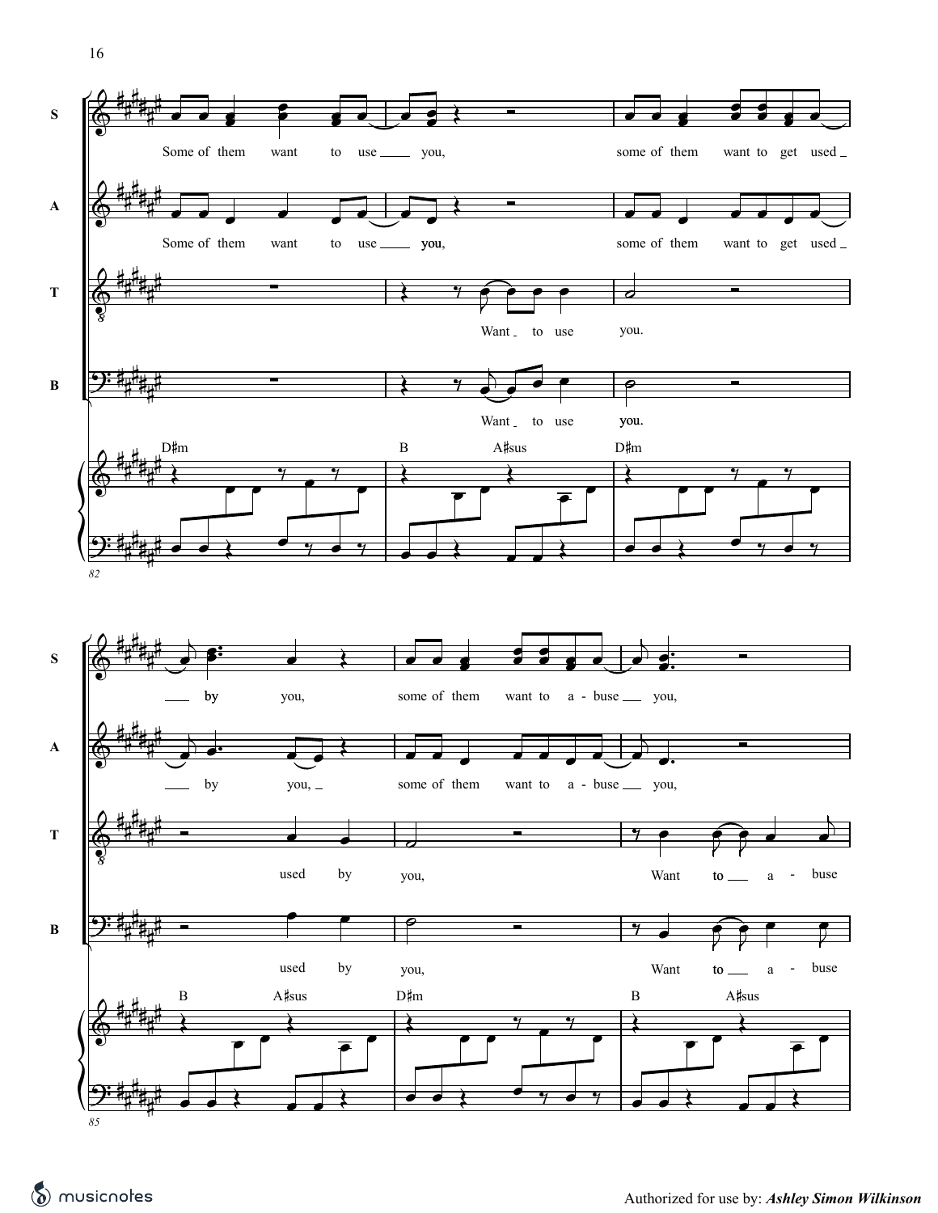S

A

T

B

D♯m B A♯sus D♯m

Some of them want to use ___ you, some of them want to get used ___

Some of them want to use ___ you, some of them want to get used ___

Want ___ to use you.

Want ___ to use you.

82

B A♯sus D♯m B A♯sus

___ by you, some of them want to a - buse ___ you,

___ by you, ___ some of them want to a - buse ___ you,

used by you, Want to ___ a - buse

used by you, Want to ___ a - buse

85

Authorized for use by: ***Ashley Simon Wilkinson***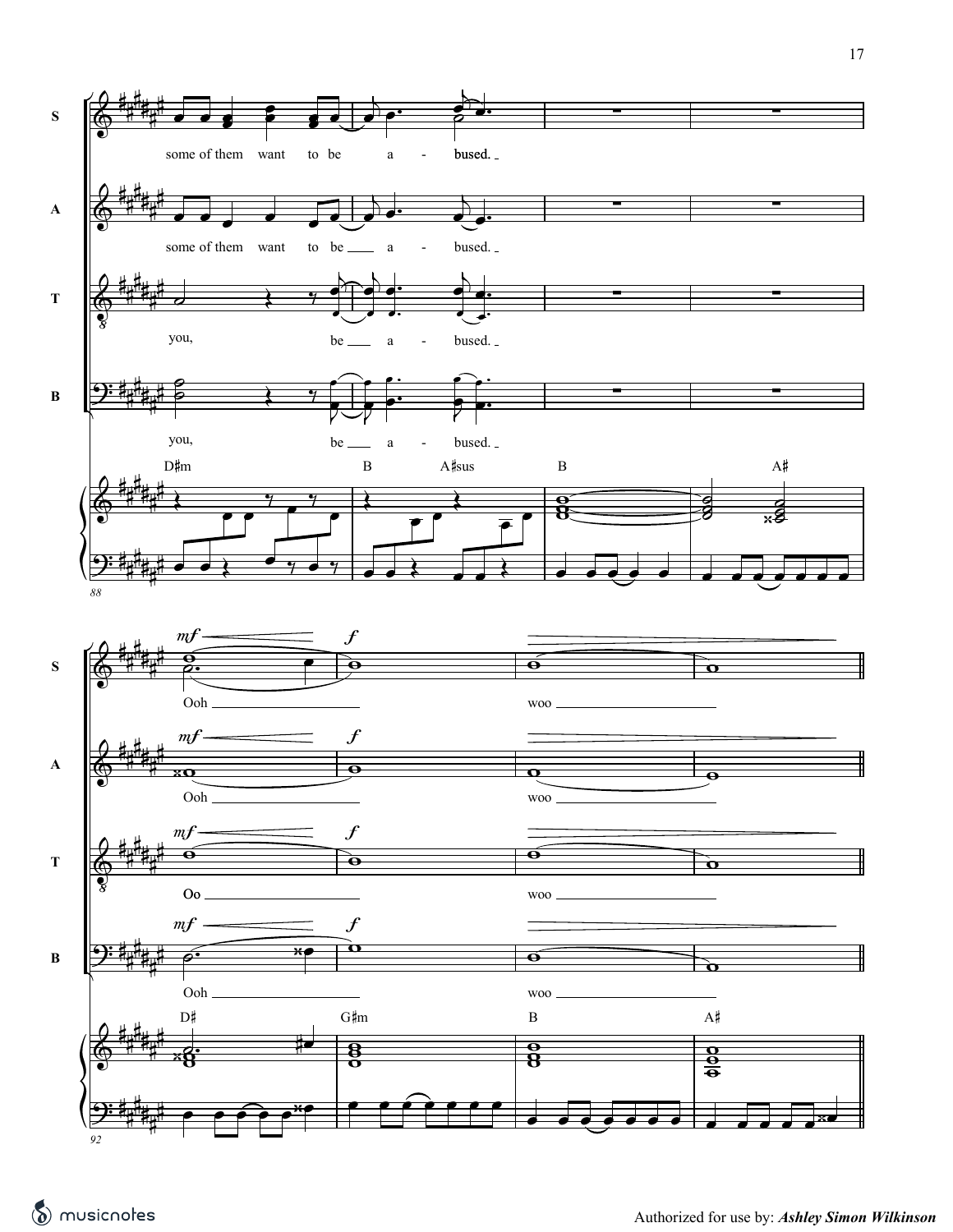**S:** some of them want to be a - bused.

**A:** some of them want to be a - bused.

**T:** you, be a - bused.

**B:** you, be a - bused.

D♯m B A♯sus B A♯

88

**S:** *mf* *f* Ooh woo

**A:** *mf* *f* Ooh woo

**T:** *mf* *f* Oo woo

**B:** *mf* *f* Ooh woo

D♯ G♯m B A♯

92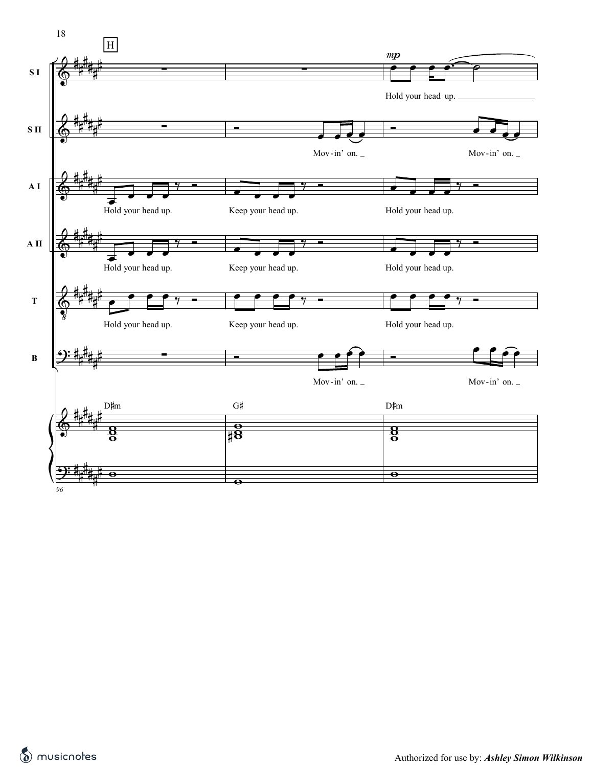H

S I

*mp*

Hold your head up.

S II

Mov-in' on. Mov-in' on.

A I

Hold your head up. Keep your head up. Hold your head up.

A II

Hold your head up. Keep your head up. Hold your head up.

T

Hold your head up. Keep your head up. Hold your head up.

B

Mov-in' on. Mov-in' on.

D♯m G♯ D♯m

96

Authorized for use by: ***Ashley Simon Wilkinson***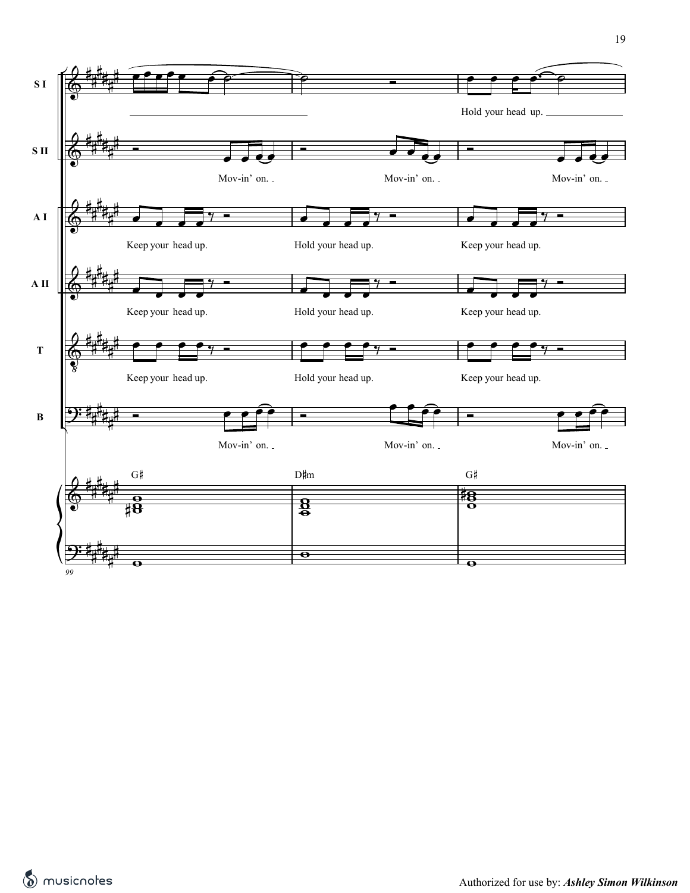S I: Hold your head up.

S II: Mov-in' on. Mov-in' on. Mov-in' on.

A I: Keep your head up. Hold your head up. Keep your head up.

A II: Keep your head up. Hold your head up. Keep your head up.

T: Keep your head up. Hold your head up. Keep your head up.

B: Mov-in' on. Mov-in' on. Mov-in' on.

G♯ D♯m G♯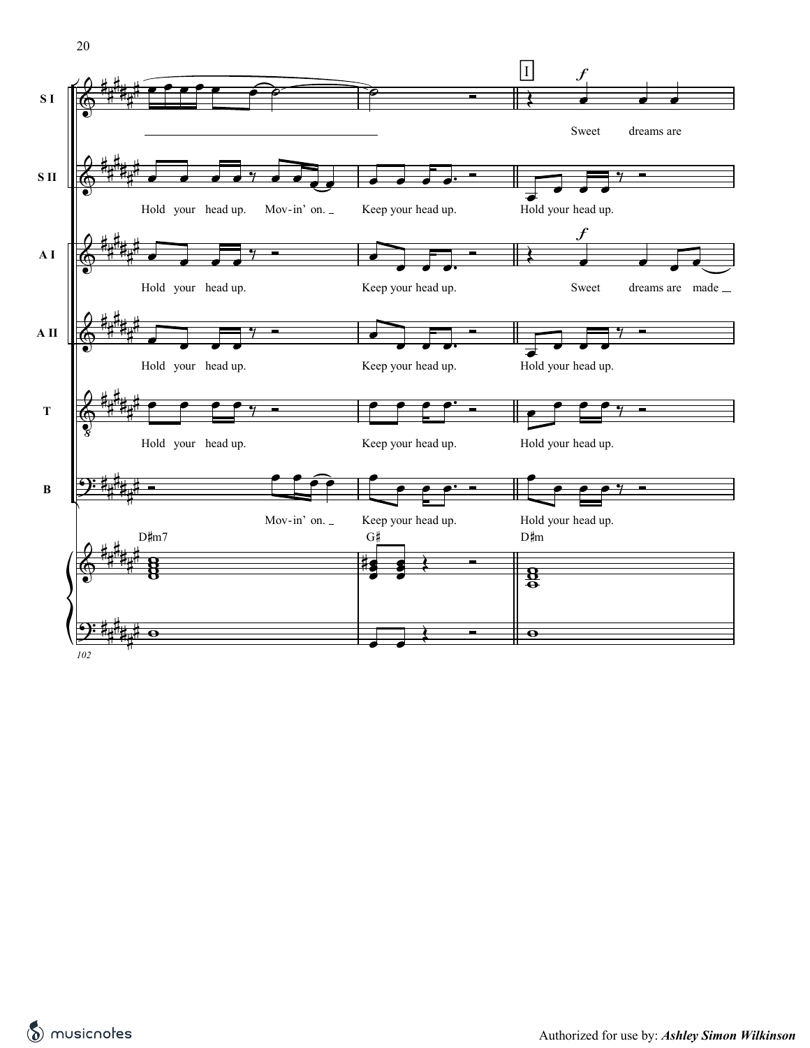S I

Sweet dreams are

S II

Hold your head up. Mov-in' on. _ Keep your head up. Hold your head up.

A I

Hold your head up. Keep your head up. Sweet dreams are made _

A II

Hold your head up. Keep your head up. Hold your head up.

T

Hold your head up. Keep your head up. Hold your head up.

B

Mov-in' on. _ Keep your head up. Hold your head up.

D♯m7 G♯ D♯m

102

I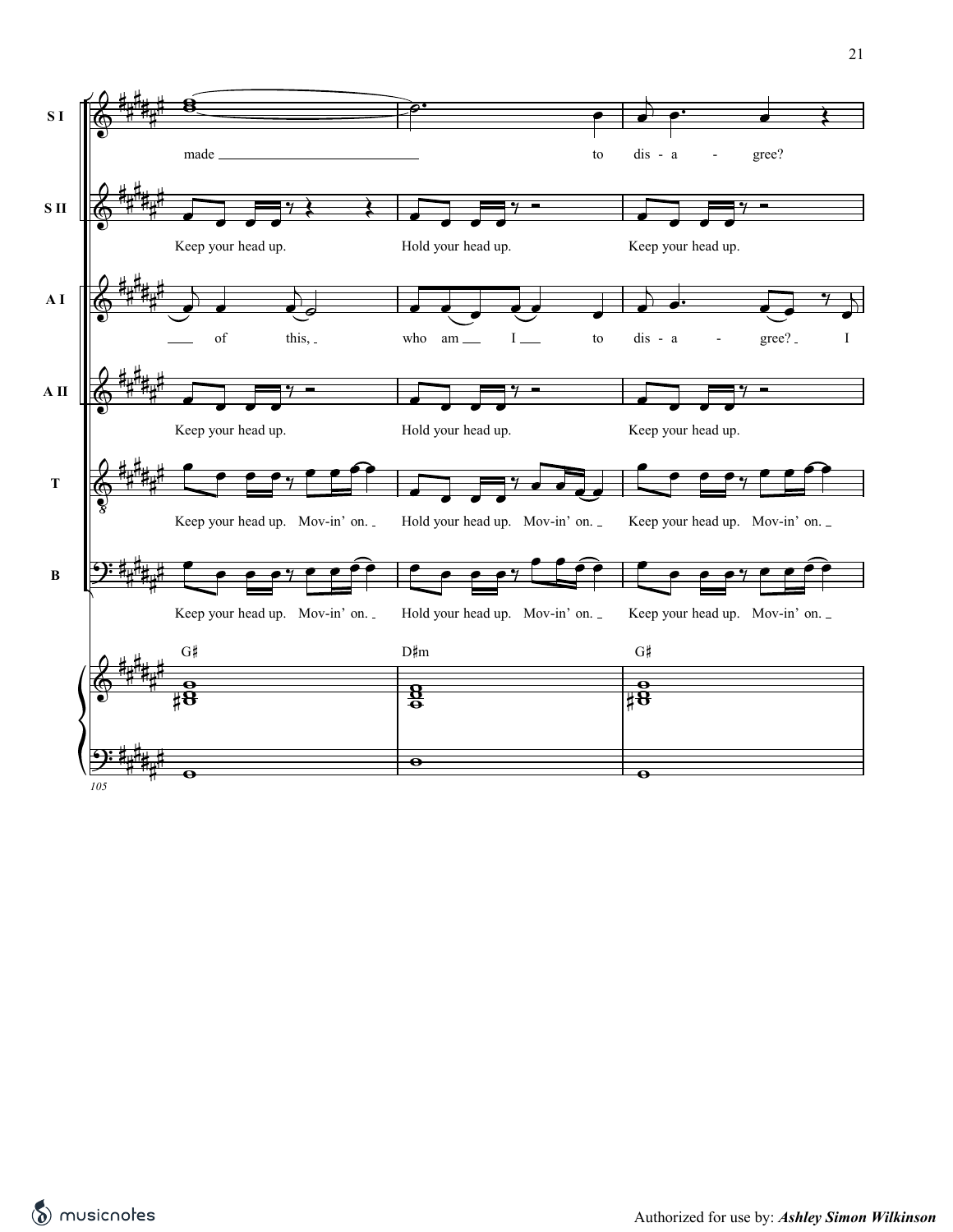**S I**: made ______ to dis - a - gree?

**S II**: Keep your head up. Hold your head up. Keep your head up.

**A I**: ___ of this, _ who am ___ I ___ to dis - a - gree? _ I

**A II**: Keep your head up. Hold your head up. Keep your head up.

**T**: Keep your head up. Mov-in' on. _ Hold your head up. Mov-in' on. _ Keep your head up. Mov-in' on. _

**B**: Keep your head up. Mov-in' on. _ Hold your head up. Mov-in' on. _ Keep your head up. Mov-in' on. _

G♯ D♯m G♯

105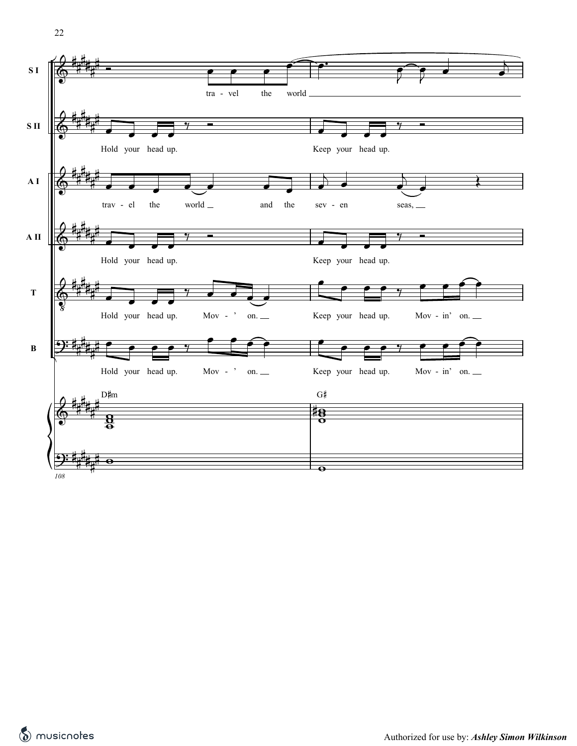S I: tra - vel the world ___

S II: Hold your head up. Keep your head up.

A I: trav - el the world ___ and the sev - en seas, ___

A II: Hold your head up. Keep your head up.

T: Hold your head up. Mov - ' on. ___ Keep your head up. Mov - in' on. ___

B: Hold your head up. Mov - ' on. ___ Keep your head up. Mov - in' on. ___

D♯m G♯

108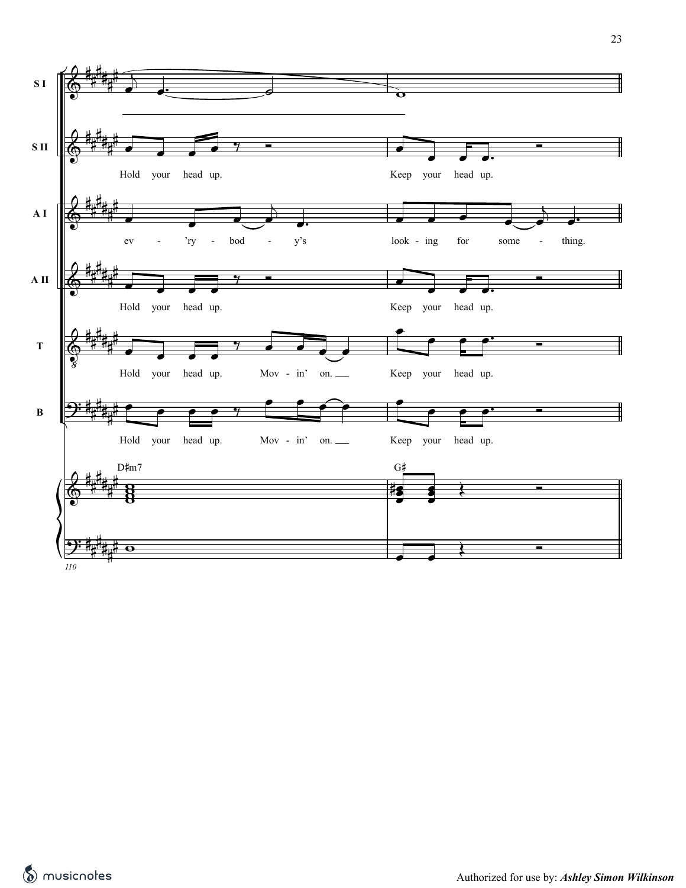S I

S II

Hold your head up. Keep your head up.

A I

ev - 'ry - bod - y's look - ing for some - thing.

A II

Hold your head up. Keep your head up.

T

Hold your head up. Mov - in' on. Keep your head up.

B

Hold your head up. Mov - in' on. Keep your head up.

D♯m7 G♯

110

Authorized for use by: ***Ashley Simon Wilkinson***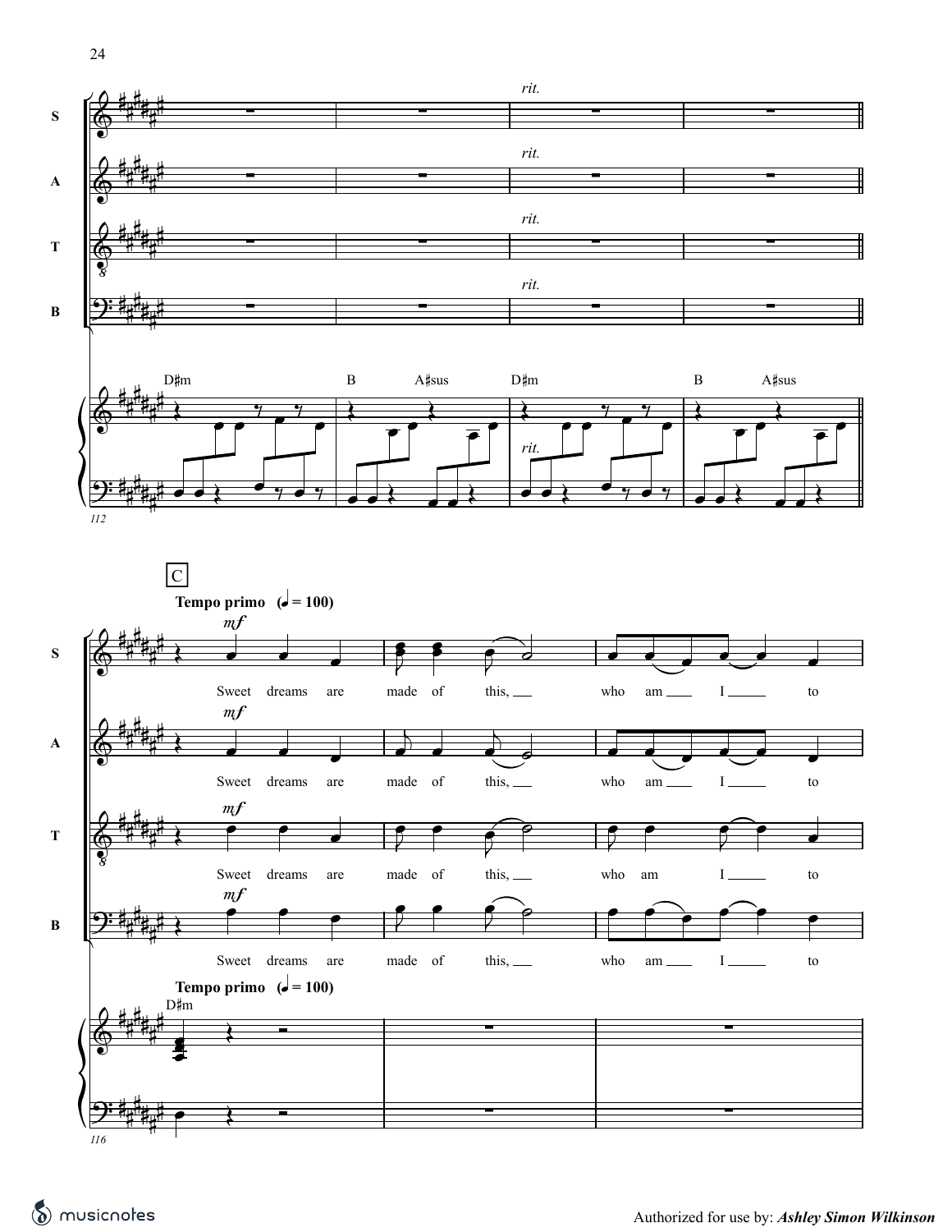rit.

D♯m B A♯sus D♯m B A♯sus

C

**Tempo primo** (♩= 100)

*mf*

Sweet dreams are made of this, who am I to

**Tempo primo** (♩= 100)

D♯m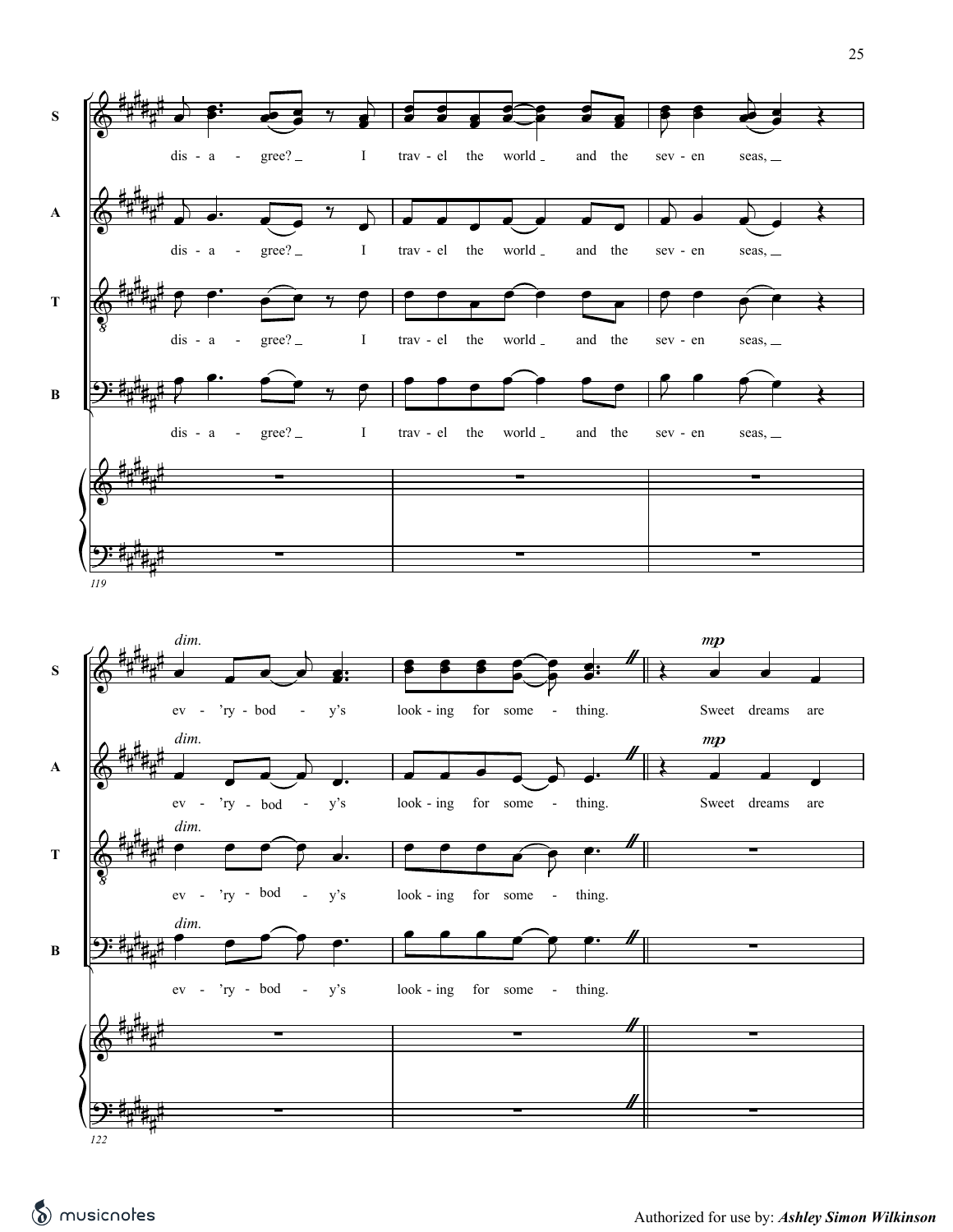S
dis - a - gree? I trav - el the world and the sev - en seas,

A
dis - a - gree? I trav - el the world and the sev - en seas,

T
dis - a - gree? I trav - el the world and the sev - en seas,

B
dis - a - gree? I trav - el the world and the sev - en seas,

119

S
*dim.*
ev - 'ry - bod - y's look - ing for some - thing.
*mp*
Sweet dreams are

A
*dim.*
ev - 'ry - bod - y's look - ing for some - thing.
*mp*
Sweet dreams are

T
*dim.*
ev - 'ry - bod - y's look - ing for some - thing.

B
*dim.*
ev - 'ry - bod - y's look - ing for some - thing.

122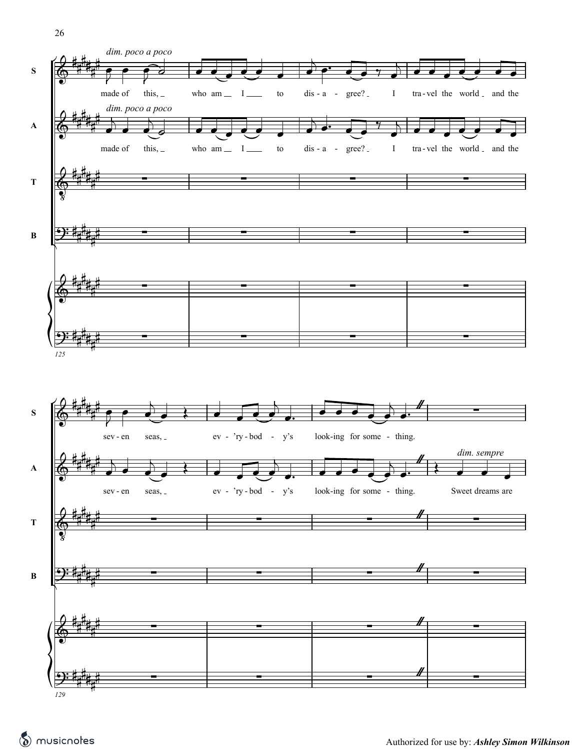*dim. poco a poco*

S: made of this, who am I to dis - a - gree? I tra - vel the world and the

*dim. poco a poco*

A: made of this, who am I to dis - a - gree? I tra - vel the world and the

T

B

125

S: sev - en seas, ev - 'ry - bod - y's look - ing for some - thing.

*dim. sempre*

A: sev - en seas, ev - 'ry - bod - y's look - ing for some - thing. Sweet dreams are

T

B

129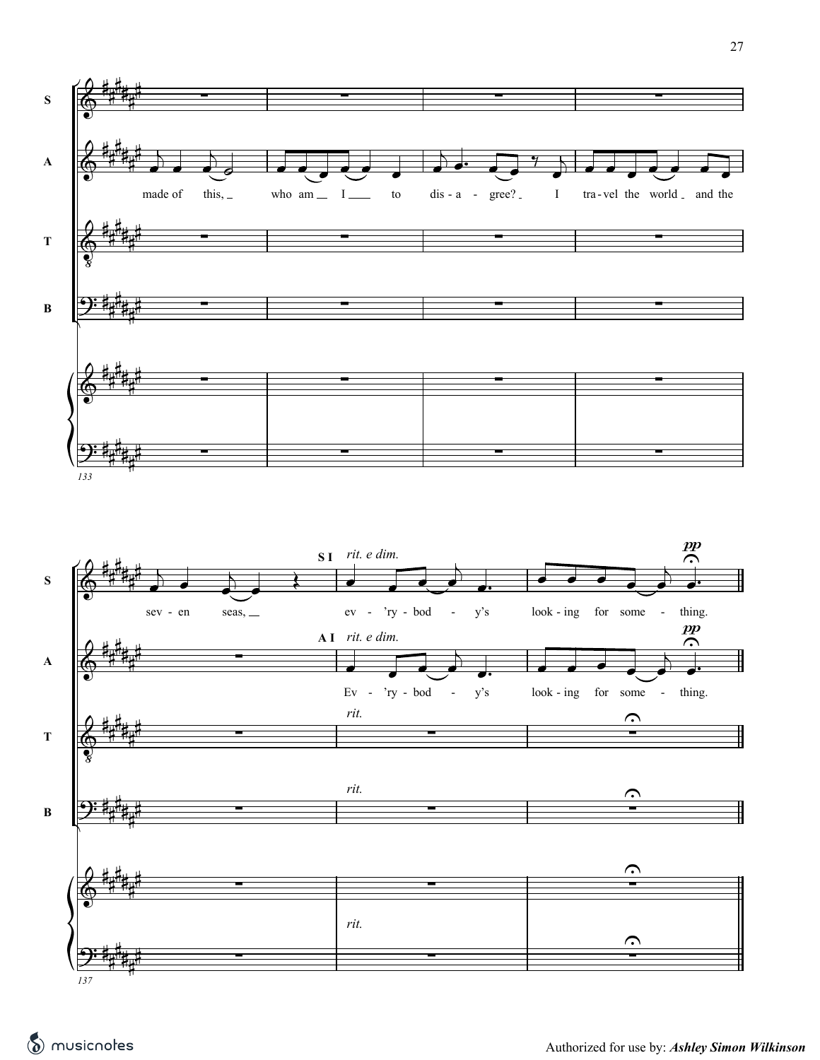S

A

made of this, who am I to dis - a - gree? I tra - vel the world and the

T

B

133

S I *rit. e dim.* **pp**

sev - en seas, ev - 'ry - bod - y's look - ing for some - thing.

A I *rit. e dim.* **pp**

Ev - 'ry - bod - y's look - ing for some - thing.

*rit.*

*rit.*

*rit.*

137

Authorized for use by: ***Ashley Simon Wilkinson***